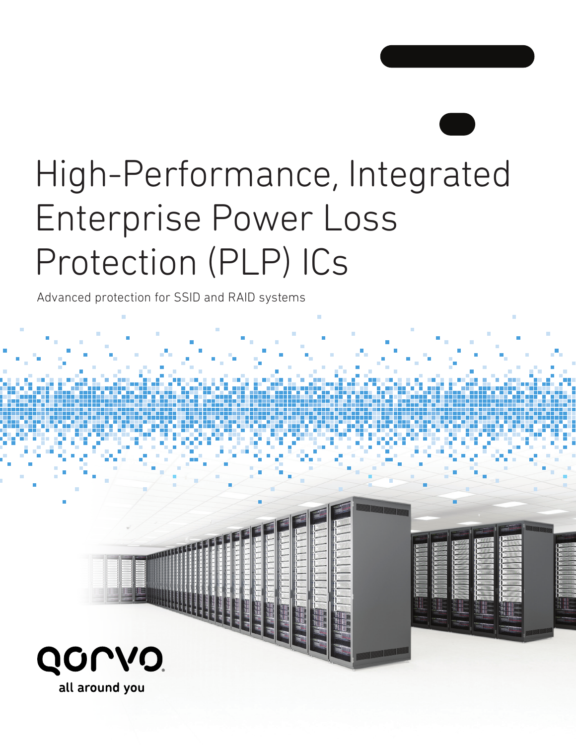# High-Performance, Integrated Enterprise Power Loss Protection (PLP) ICs

Advanced protection for SSID and RAID systems

qorvo

all around you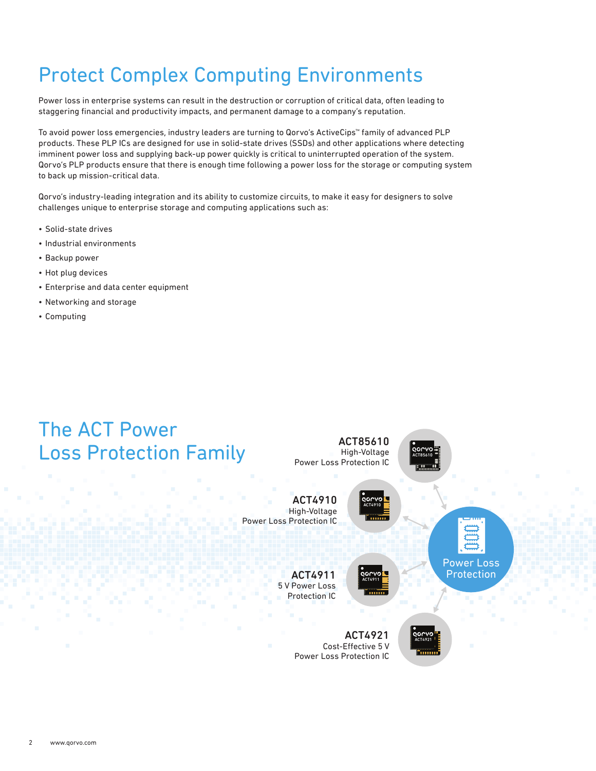# Protect Complex Computing Environments

Power loss in enterprise systems can result in the destruction or corruption of critical data, often leading to staggering financial and productivity impacts, and permanent damage to a company's reputation.

To avoid power loss emergencies, industry leaders are turning to Qorvo's ActiveCips™ family of advanced PLP products. These PLP ICs are designed for use in solid-state drives (SSDs) and other applications where detecting imminent power loss and supplying back-up power quickly is critical to uninterrupted operation of the system. Qorvo's PLP products ensure that there is enough time following a power loss for the storage or computing system to back up mission-critical data.

Qorvo's industry-leading integration and its ability to customize circuits, to make it easy for designers to solve challenges unique to enterprise storage and computing applications such as:

- Solid-state drives
- Industrial environments
- Backup power
- Hot plug devices
- Enterprise and data center equipment
- Networking and storage
- Computing

## The ACT Power Loss Protection Family

**ACT85610**
High-Voltage
Power Loss Protection IC

**ACT4910**
High-Voltage
Power Loss Protection IC

**ACT4911**
5 V Power Loss
Protection IC

**ACT4921**
Cost-Effective 5 V
Power Loss Protection IC

Power Loss Protection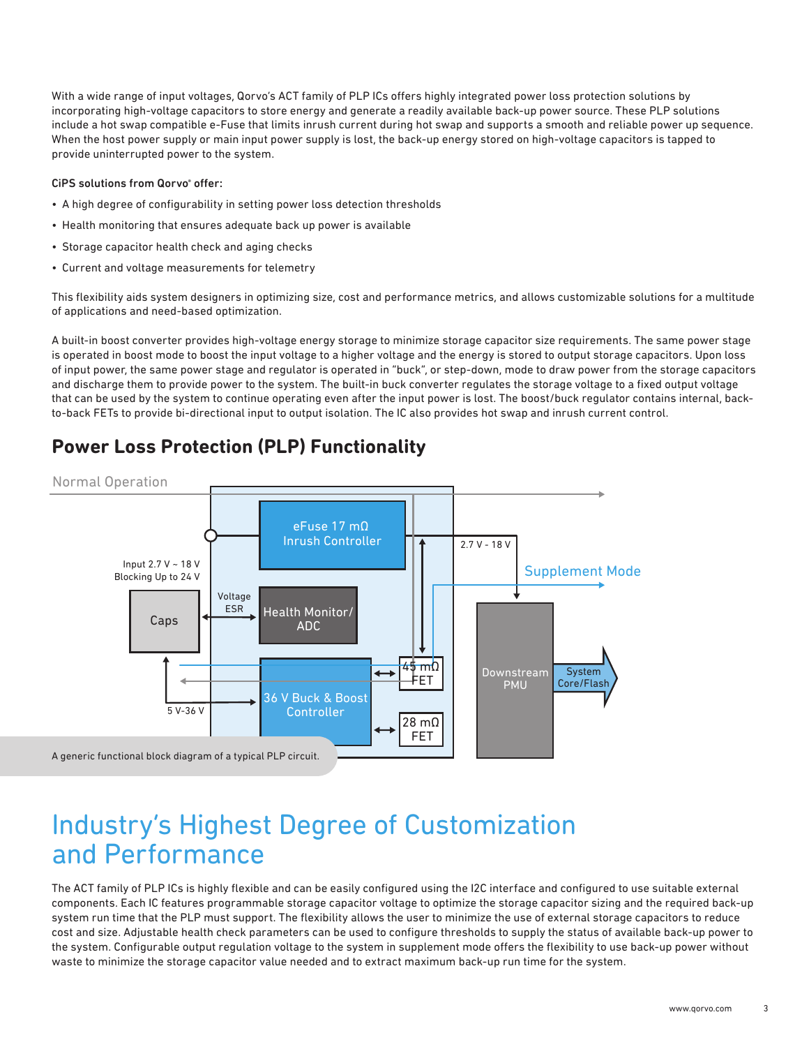With a wide range of input voltages, Qorvo's ACT family of PLP ICs offers highly integrated power loss protection solutions by incorporating high-voltage capacitors to store energy and generate a readily available back-up power source. These PLP solutions include a hot swap compatible e-Fuse that limits inrush current during hot swap and supports a smooth and reliable power up sequence. When the host power supply or main input power supply is lost, the back-up energy stored on high-voltage capacitors is tapped to provide uninterrupted power to the system.

**CiPS solutions from Qorvo® offer:**

- A high degree of configurability in setting power loss detection thresholds
- Health monitoring that ensures adequate back up power is available
- Storage capacitor health check and aging checks
- Current and voltage measurements for telemetry

This flexibility aids system designers in optimizing size, cost and performance metrics, and allows customizable solutions for a multitude of applications and need-based optimization.

A built-in boost converter provides high-voltage energy storage to minimize storage capacitor size requirements. The same power stage is operated in boost mode to boost the input voltage to a higher voltage and the energy is stored to output storage capacitors. Upon loss of input power, the same power stage and regulator is operated in "buck", or step-down, mode to draw power from the storage capacitors and discharge them to provide power to the system. The built-in buck converter regulates the storage voltage to a fixed output voltage that can be used by the system to continue operating even after the input power is lost. The boost/buck regulator contains internal, back-to-back FETs to provide bi-directional input to output isolation. The IC also provides hot swap and inrush current control.

## Power Loss Protection (PLP) Functionality

Normal Operation

eFuse 17 mΩ Inrush Controller

Input 2.7 V ~ 18 V Blocking Up to 24 V

2.7 V - 18 V

Supplement Mode

Caps

Voltage ESR

Health Monitor/ ADC

Downstream PMU

System Core/Flash

45 mΩ FET

36 V Buck & Boost Controller

5 V-36 V

28 mΩ FET

A generic functional block diagram of a typical PLP circuit.

# Industry's Highest Degree of Customization and Performance

The ACT family of PLP ICs is highly flexible and can be easily configured using the I2C interface and configured to use suitable external components. Each IC features programmable storage capacitor voltage to optimize the storage capacitor sizing and the required back-up system run time that the PLP must support. The flexibility allows the user to minimize the use of external storage capacitors to reduce cost and size. Adjustable health check parameters can be used to configure thresholds to supply the status of available back-up power to the system. Configurable output regulation voltage to the system in supplement mode offers the flexibility to use back-up power without waste to minimize the storage capacitor value needed and to extract maximum back-up run time for the system.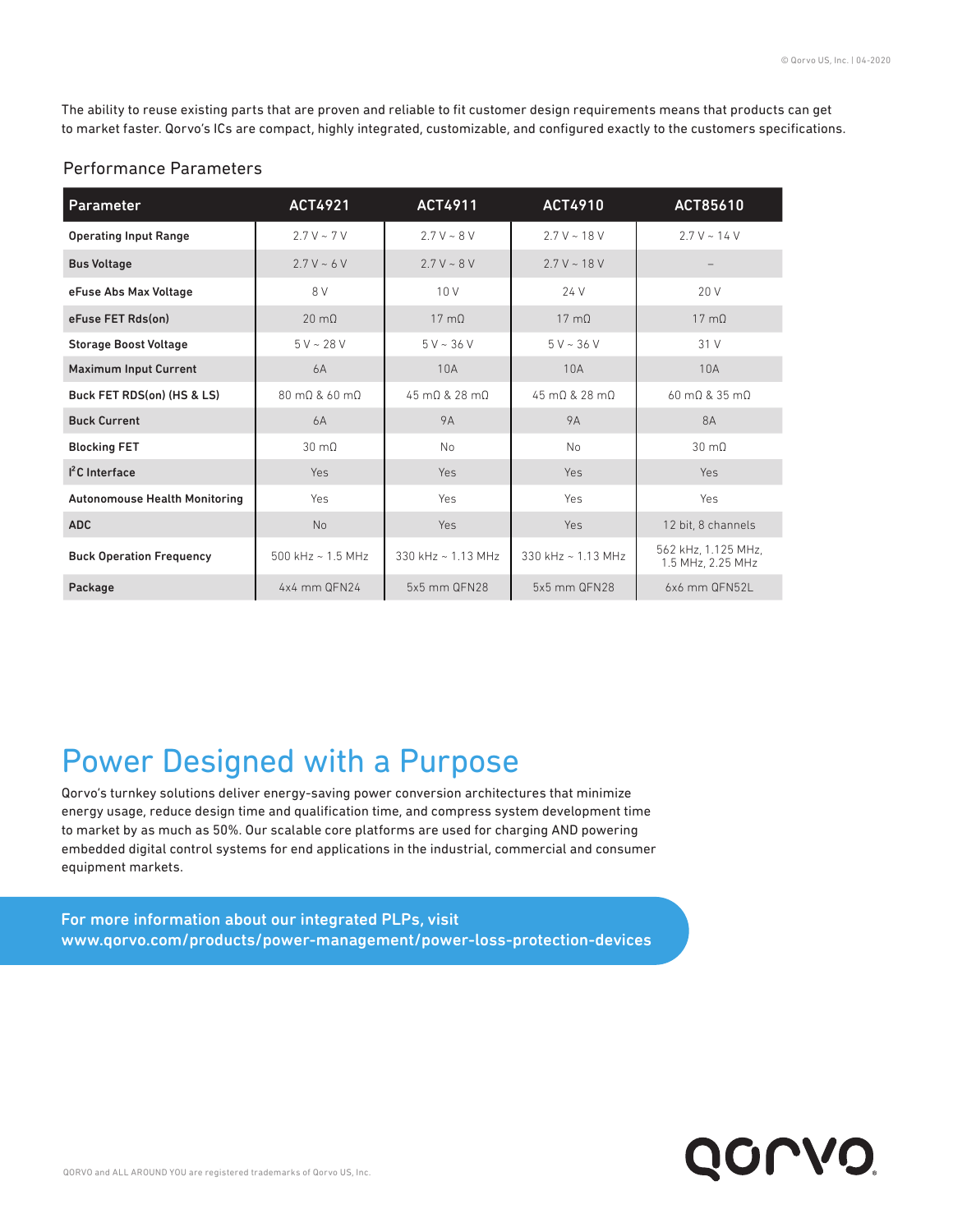The ability to reuse existing parts that are proven and reliable to fit customer design requirements means that products can get to market faster. Qorvo's ICs are compact, highly integrated, customizable, and configured exactly to the customers specifications.

### Performance Parameters

| Parameter | ACT4921 | ACT4911 | ACT4910 | ACT85610 |
|---|---|---|---|---|
| Operating Input Range | 2.7 V ~ 7 V | 2.7 V ~ 8 V | 2.7 V ~ 18 V | 2.7 V ~ 14 V |
| Bus Voltage | 2.7 V ~ 6 V | 2.7 V ~ 8 V | 2.7 V ~ 18 V | – |
| eFuse Abs Max Voltage | 8 V | 10 V | 24 V | 20 V |
| eFuse FET Rds(on) | 20 mΩ | 17 mΩ | 17 mΩ | 17 mΩ |
| Storage Boost Voltage | 5 V ~ 28 V | 5 V ~ 36 V | 5 V ~ 36 V | 31 V |
| Maximum Input Current | 6A | 10A | 10A | 10A |
| Buck FET RDS(on) (HS & LS) | 80 mΩ & 60 mΩ | 45 mΩ & 28 mΩ | 45 mΩ & 28 mΩ | 60 mΩ & 35 mΩ |
| Buck Current | 6A | 9A | 9A | 8A |
| Blocking FET | 30 mΩ | No | No | 30 mΩ |
| I²C Interface | Yes | Yes | Yes | Yes |
| Autonomouse Health Monitoring | Yes | Yes | Yes | Yes |
| ADC | No | Yes | Yes | 12 bit, 8 channels |
| Buck Operation Frequency | 500 kHz ~ 1.5 MHz | 330 kHz ~ 1.13 MHz | 330 kHz ~ 1.13 MHz | 562 kHz, 1.125 MHz, 1.5 MHz, 2.25 MHz |
| Package | 4x4 mm QFN24 | 5x5 mm QFN28 | 5x5 mm QFN28 | 6x6 mm QFN52L |

# Power Designed with a Purpose

Qorvo's turnkey solutions deliver energy-saving power conversion architectures that minimize energy usage, reduce design time and qualification time, and compress system development time to market by as much as 50%. Our scalable core platforms are used for charging AND powering embedded digital control systems for end applications in the industrial, commercial and consumer equipment markets.

**For more information about our integrated PLPs, visit www.qorvo.com/products/power-management/power-loss-protection-devices**

QORVO and ALL AROUND YOU are registered trademarks of Qorvo US, Inc.